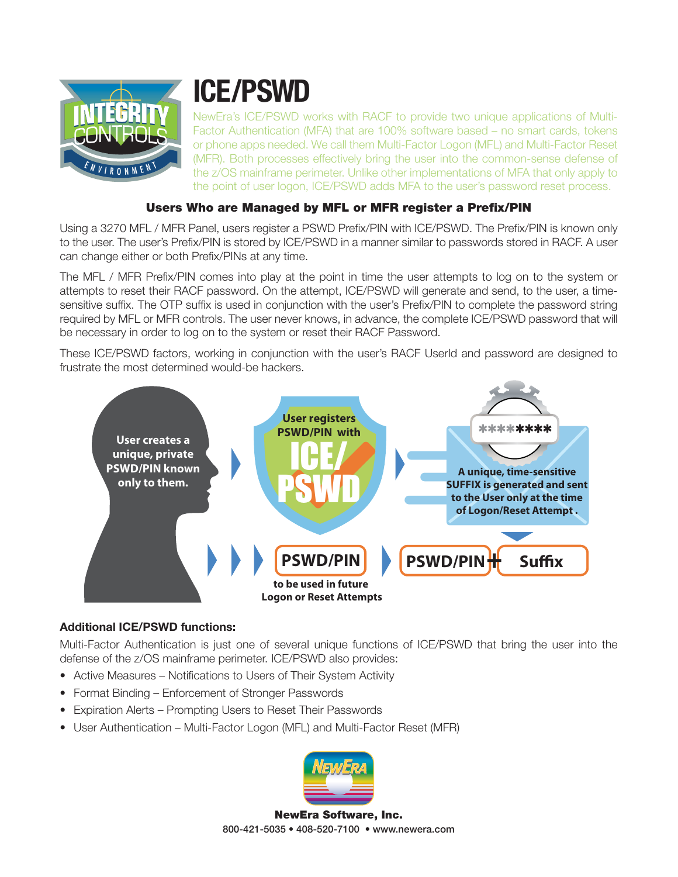# ICE/PSWD

NewEra's ICE/PSWD works with RACF to provide two unique applications of Multi-Factor Authentication (MFA) that are 100% software based – no smart cards, tokens or phone apps needed. We call them Multi-Factor Logon (MFL) and Multi-Factor Reset (MFR). Both processes effectively bring the user into the common-sense defense of the z/OS mainframe perimeter. Unlike other implementations of MFA that only apply to the point of user logon, ICE/PSWD adds MFA to the user's password reset process.

### Users Who are Managed by MFL or MFR register a Prefix/PIN

Using a 3270 MFL / MFR Panel, users register a PSWD Prefix/PIN with ICE/PSWD. The Prefix/PIN is known only to the user. The user's Prefix/PIN is stored by ICE/PSWD in a manner similar to passwords stored in RACF. A user can change either or both Prefix/PINs at any time.

The MFL / MFR Prefix/PIN comes into play at the point in time the user attempts to log on to the system or attempts to reset their RACF password. On the attempt, ICE/PSWD will generate and send, to the user, a time-sensitive suffix. The OTP suffix is used in conjunction with the user's Prefix/PIN to complete the password string required by MFL or MFR controls. The user never knows, in advance, the complete ICE/PSWD password that will be necessary in order to log on to the system or reset their RACF Password.

These ICE/PSWD factors, working in conjunction with the user's RACF UserId and password are designed to frustrate the most determined would-be hackers.

User creates a unique, private PSWD/PIN known only to them.

User registers PSWD/PIN with ICE/PSWD

A unique, time-sensitive SUFFIX is generated and sent to the User only at the time of Logon/Reset Attempt .

PSWD/PIN to be used in future Logon or Reset Attempts

PSWD/PIN + Suffix

### Additional ICE/PSWD functions:

Multi-Factor Authentication is just one of several unique functions of ICE/PSWD that bring the user into the defense of the z/OS mainframe perimeter. ICE/PSWD also provides:

- Active Measures – Notifications to Users of Their System Activity
- Format Binding – Enforcement of Stronger Passwords
- Expiration Alerts – Prompting Users to Reset Their Passwords
- User Authentication – Multi-Factor Logon (MFL) and Multi-Factor Reset (MFR)

**NewEra Software, Inc.**
800-421-5035 • 408-520-7100 • www.newera.com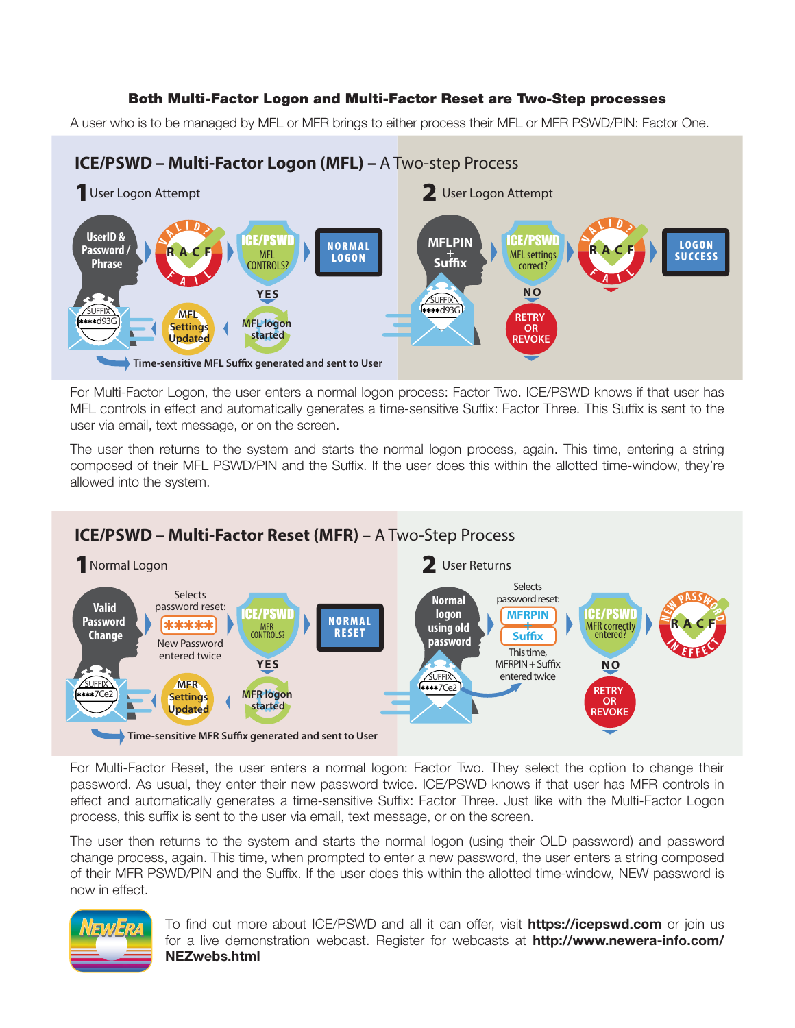**Both Multi-Factor Logon and Multi-Factor Reset are Two-Step processes**

A user who is to be managed by MFL or MFR brings to either process their MFL or MFR PSWD/PIN: Factor One.

## ICE/PSWD – Multi-Factor Logon (MFL) – A Two-step Process

**1** User Logon Attempt

UserID & Password / Phrase

VALID? RACF FAIL

ICE/PSWD MFL CONTROLS?

NORMAL LOGON

YES

SUFFIX ****d93G

MFL Settings Updated

MFL logon started

Time-sensitive MFL Suffix generated and sent to User

**2** User Logon Attempt

MFLPIN + Suffix

SUFFIX ****d93G

ICE/PSWD MFL settings correct?

NO

RETRY OR REVOKE

VALID? RACF FAIL

LOGON SUCCESS

For Multi-Factor Logon, the user enters a normal logon process: Factor Two. ICE/PSWD knows if that user has MFL controls in effect and automatically generates a time-sensitive Suffix: Factor Three. This Suffix is sent to the user via email, text message, or on the screen.

The user then returns to the system and starts the normal logon process, again. This time, entering a string composed of their MFL PSWD/PIN and the Suffix. If the user does this within the allotted time-window, they're allowed into the system.

## ICE/PSWD – Multi-Factor Reset (MFR) – A Two-Step Process

**1** Normal Logon

Valid Password Change

Selects password reset: ***** New Password entered twice

ICE/PSWD MFR CONTROLS?

NORMAL RESET

YES

SUFFIX ****7Ce2

MFR Settings Updated

MFR logon started

Time-sensitive MFR Suffix generated and sent to User

**2** User Returns

Normal logon using old password

SUFFIX ****7Ce2

Selects password reset: MFRPIN + Suffix

This time, MFRPIN + Suffix entered twice

ICE/PSWD MFR correctly entered?

NO

RETRY OR REVOKE

NEW PASSWORD IN EFFECT RACF

For Multi-Factor Reset, the user enters a normal logon: Factor Two. They select the option to change their password. As usual, they enter their new password twice. ICE/PSWD knows if that user has MFR controls in effect and automatically generates a time-sensitive Suffix: Factor Three. Just like with the Multi-Factor Logon process, this suffix is sent to the user via email, text message, or on the screen.

The user then returns to the system and starts the normal logon (using their OLD password) and password change process, again. This time, when prompted to enter a new password, the user enters a string composed of their MFR PSWD/PIN and the Suffix. If the user does this within the allotted time-window, NEW password is now in effect.

NEWERA

To find out more about ICE/PSWD and all it can offer, visit **https://icepswd.com** or join us for a live demonstration webcast. Register for webcasts at **http://www.newera-info.com/NEZwebs.html**